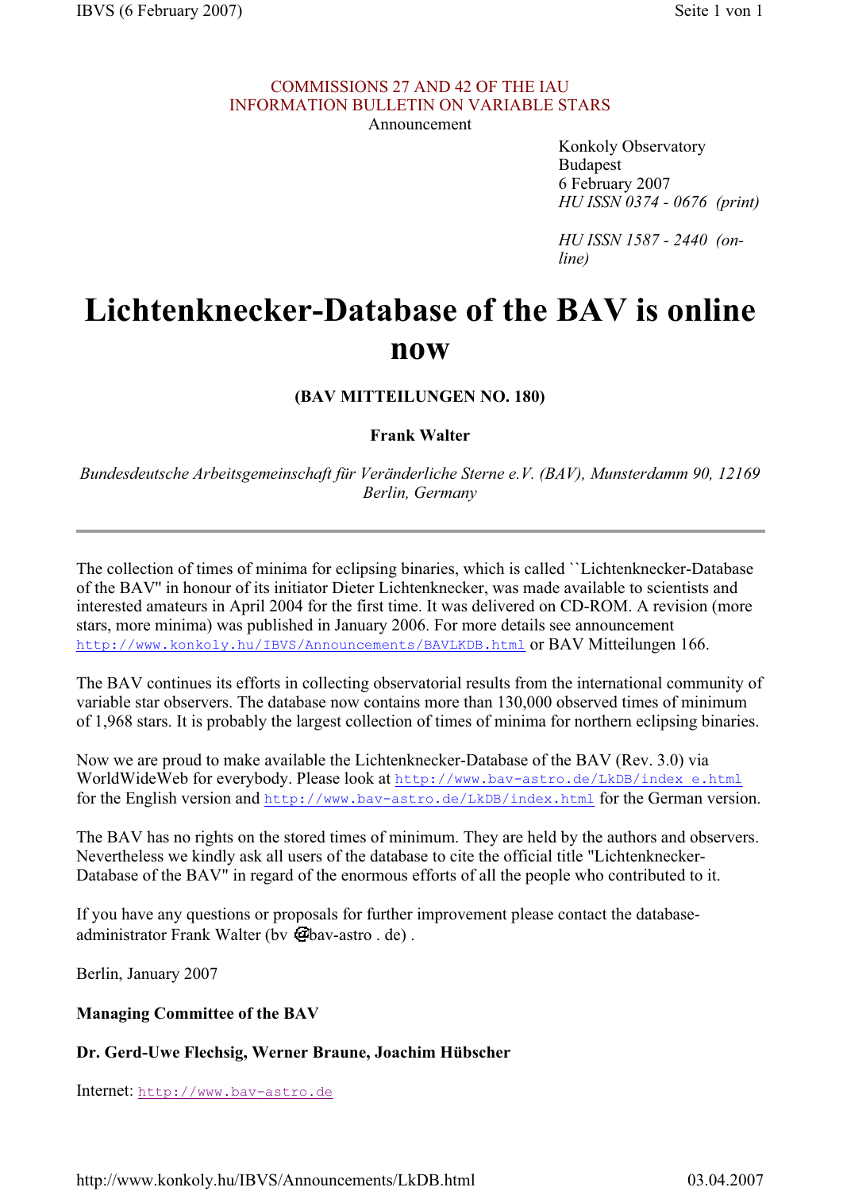COMMISSIONS 27 AND 42 OF THE IAU
INFORMATION BULLETIN ON VARIABLE STARS
Announcement

Konkoly Observatory
Budapest
6 February 2007
*HU ISSN 0374 - 0676 (print)*

*HU ISSN 1587 - 2440 (on-line)*

# Lichtenknecker-Database of the BAV is online now

**(BAV MITTEILUNGEN NO. 180)**

**Frank Walter**

*Bundesdeutsche Arbeitsgemeinschaft für Veränderliche Sterne e.V. (BAV), Munsterdamm 90, 12169 Berlin, Germany*

---

The collection of times of minima for eclipsing binaries, which is called ``Lichtenknecker-Database of the BAV" in honour of its initiator Dieter Lichtenknecker, was made available to scientists and interested amateurs in April 2004 for the first time. It was delivered on CD-ROM. A revision (more stars, more minima) was published in January 2006. For more details see announcement http://www.konkoly.hu/IBVS/Announcements/BAVLKDB.html or BAV Mitteilungen 166.

The BAV continues its efforts in collecting observatorial results from the international community of variable star observers. The database now contains more than 130,000 observed times of minimum of 1,968 stars. It is probably the largest collection of times of minima for northern eclipsing binaries.

Now we are proud to make available the Lichtenknecker-Database of the BAV (Rev. 3.0) via WorldWideWeb for everybody. Please look at http://www.bav-astro.de/LkDB/index_e.html for the English version and http://www.bav-astro.de/LkDB/index.html for the German version.

The BAV has no rights on the stored times of minimum. They are held by the authors and observers. Nevertheless we kindly ask all users of the database to cite the official title "Lichtenknecker-Database of the BAV" in regard of the enormous efforts of all the people who contributed to it.

If you have any questions or proposals for further improvement please contact the database-administrator Frank Walter (bv @bav-astro . de) .

Berlin, January 2007

**Managing Committee of the BAV**

**Dr. Gerd-Uwe Flechsig, Werner Braune, Joachim Hübscher**

Internet: http://www.bav-astro.de